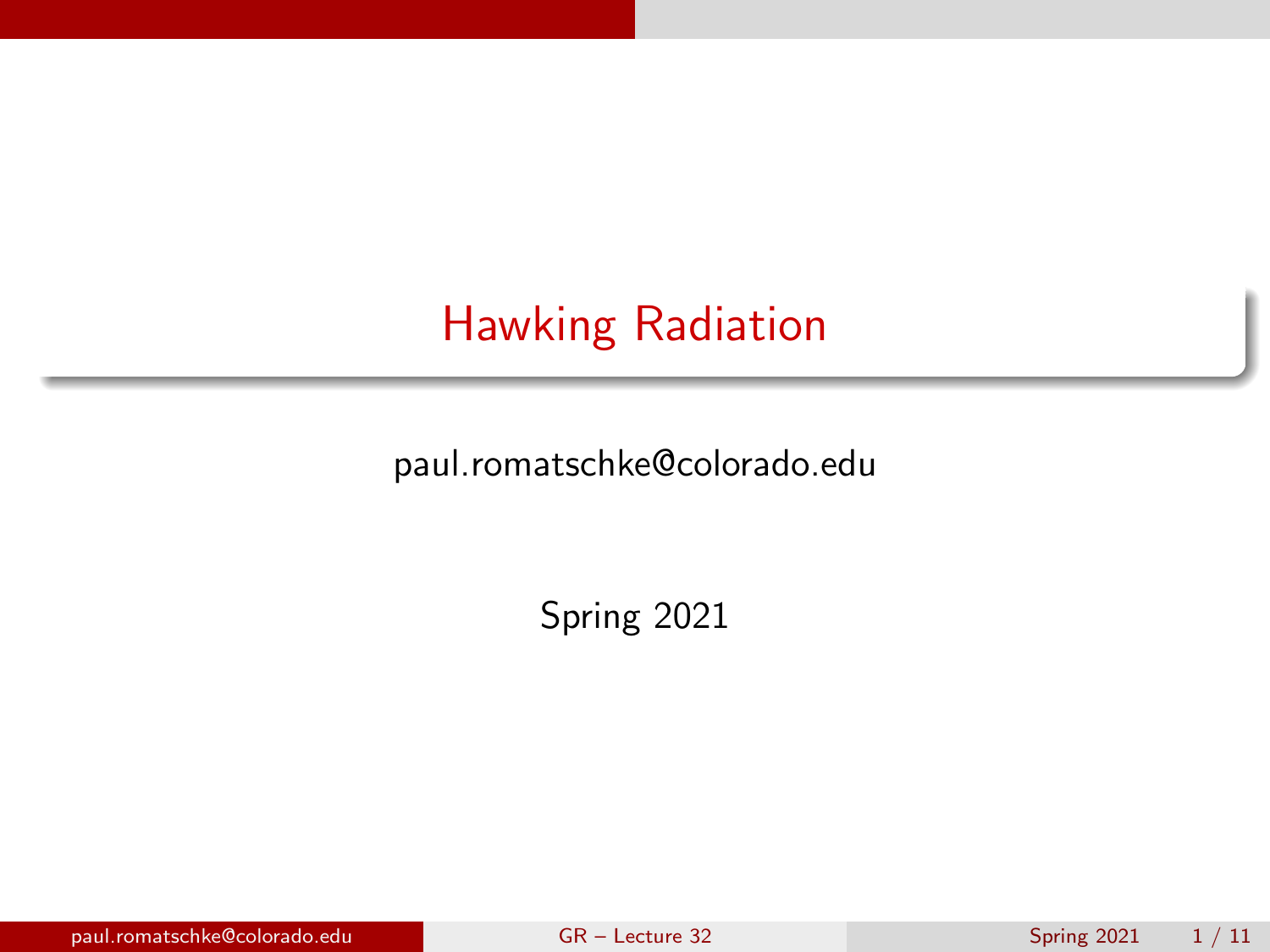# Hawking Radiation

paul.romatschke@colorado.edu

Spring 2021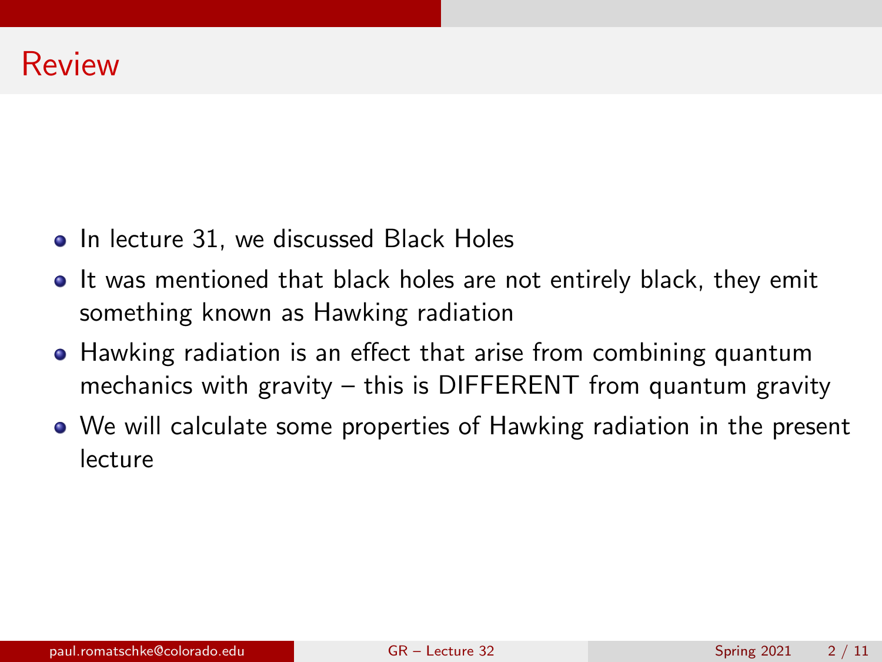# Review

- In lecture 31, we discussed Black Holes
- It was mentioned that black holes are not entirely black, they emit something known as Hawking radiation
- Hawking radiation is an effect that arise from combining quantum mechanics with gravity – this is DIFFERENT from quantum gravity
- We will calculate some properties of Hawking radiation in the present lecture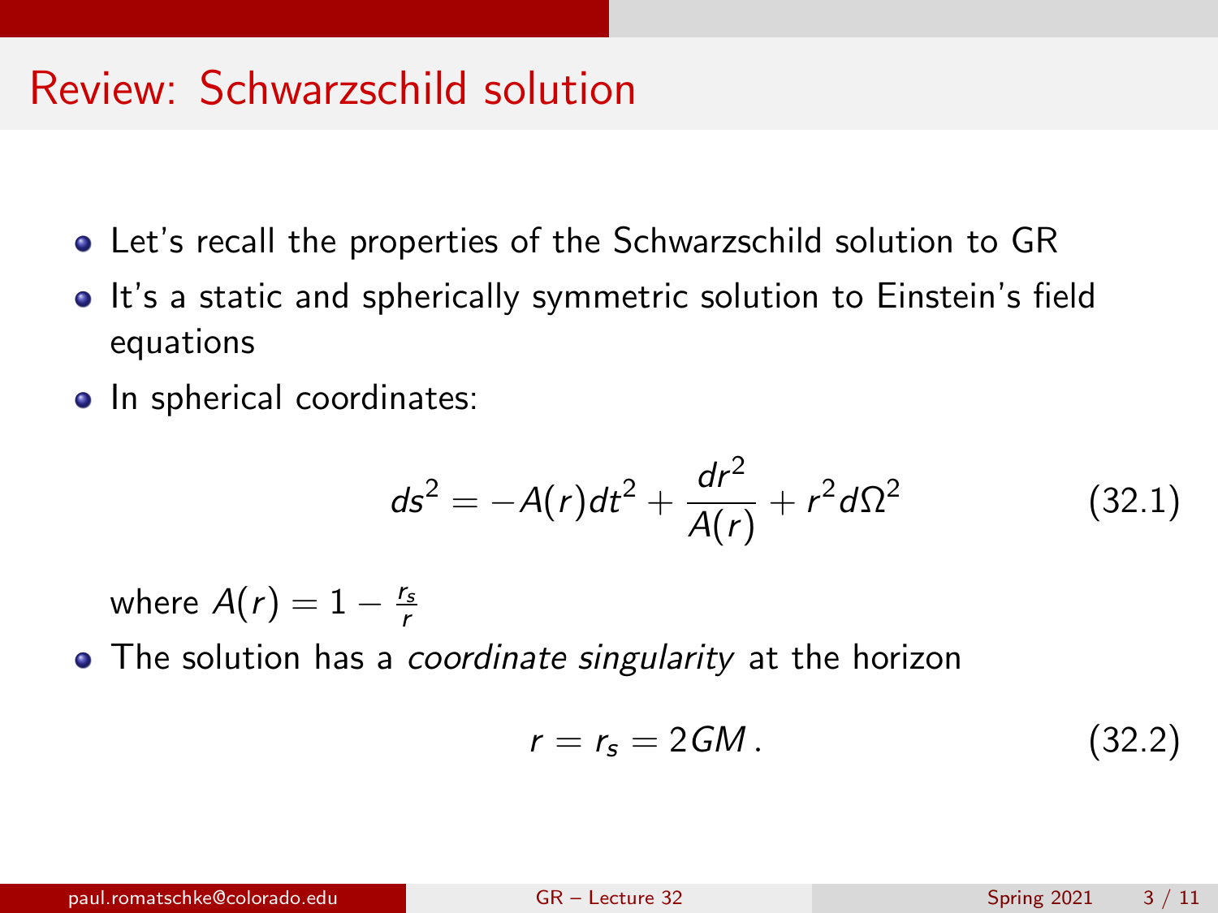# Review: Schwarzschild solution

- Let's recall the properties of the Schwarzschild solution to GR
- It's a static and spherically symmetric solution to Einstein's field equations
- In spherical coordinates:

$$ds^2 = -A(r)dt^2 + \frac{dr^2}{A(r)} + r^2 d\Omega^2 \tag{32.1}$$

  where $A(r) = 1 - \frac{r_s}{r}$
- The solution has a *coordinate singularity* at the horizon

$$r = r_s = 2GM\,. \tag{32.2}$$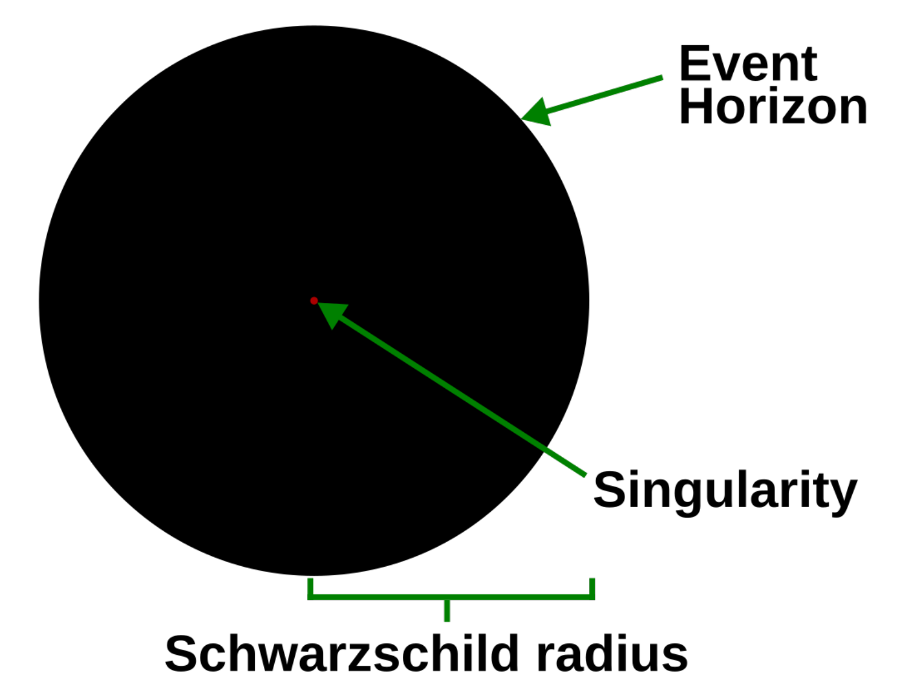Event Horizon

Singularity

Schwarzschild radius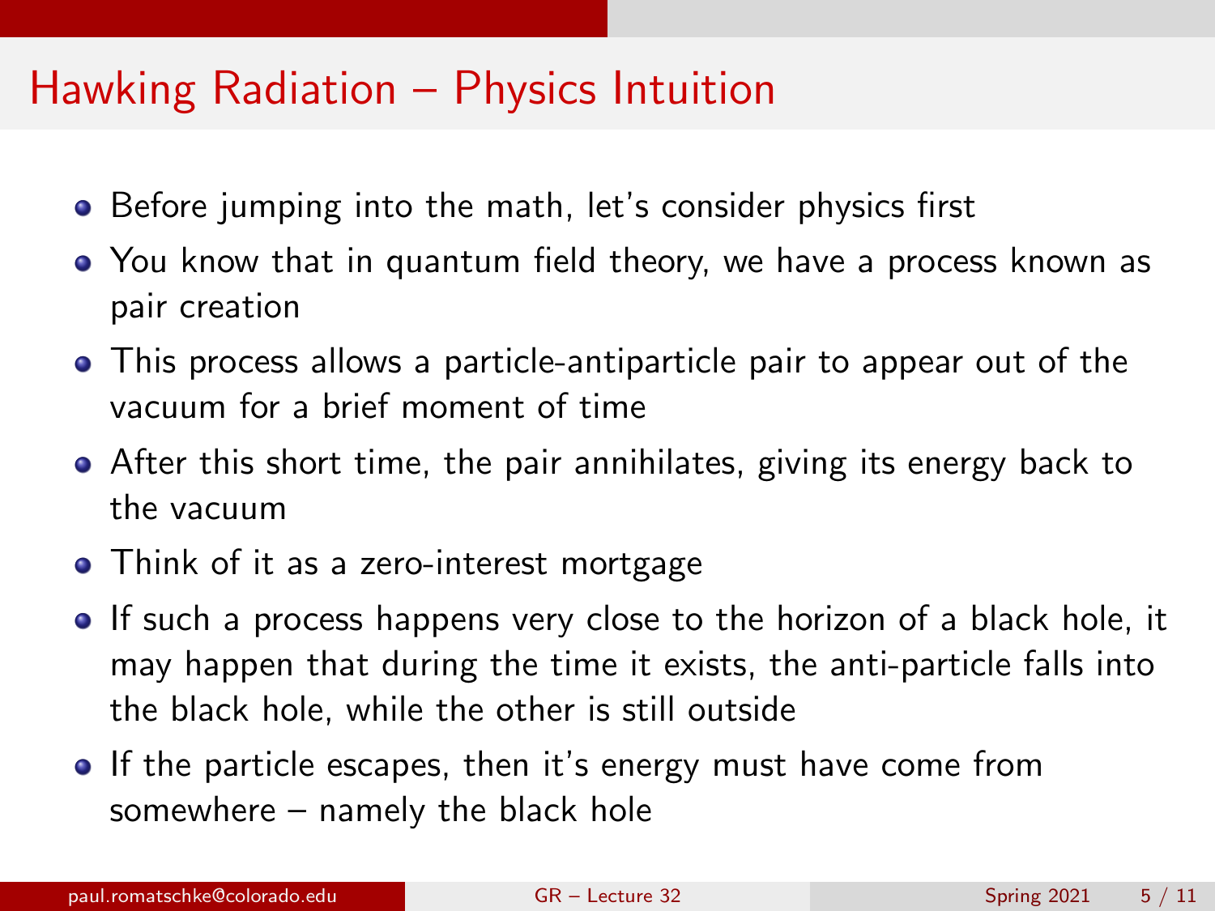# Hawking Radiation – Physics Intuition

- Before jumping into the math, let's consider physics first
- You know that in quantum field theory, we have a process known as pair creation
- This process allows a particle-antiparticle pair to appear out of the vacuum for a brief moment of time
- After this short time, the pair annihilates, giving its energy back to the vacuum
- Think of it as a zero-interest mortgage
- If such a process happens very close to the horizon of a black hole, it may happen that during the time it exists, the anti-particle falls into the black hole, while the other is still outside
- If the particle escapes, then it's energy must have come from somewhere – namely the black hole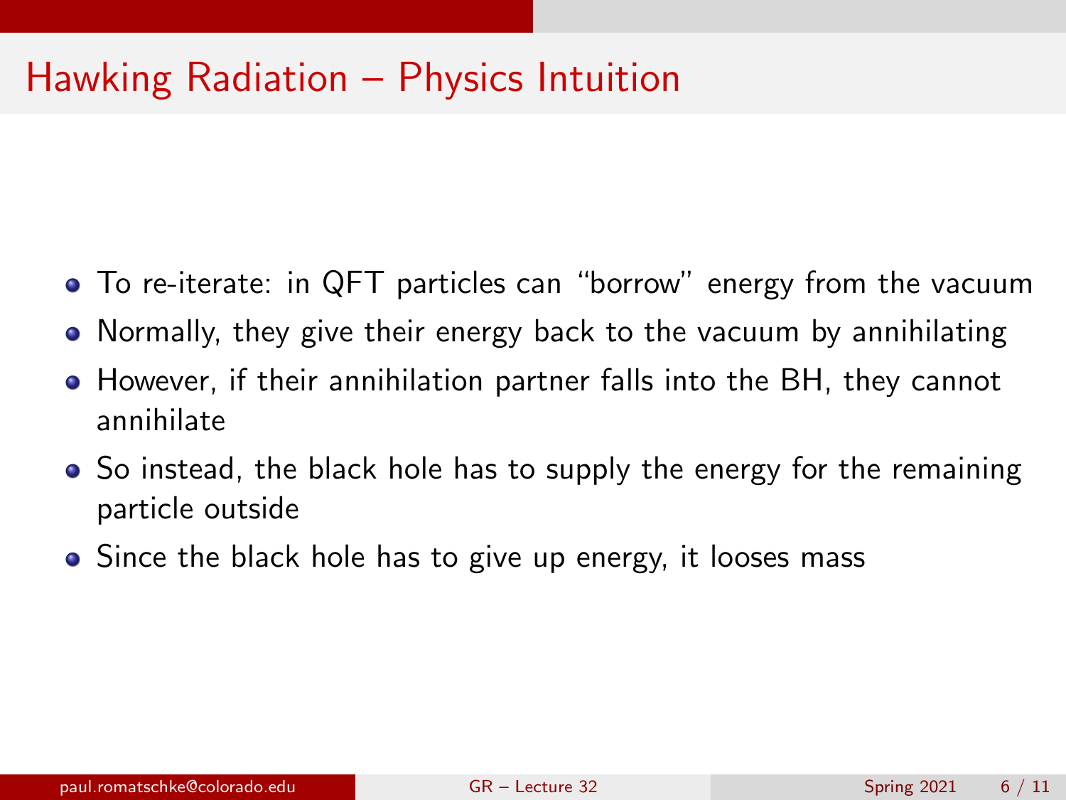# Hawking Radiation – Physics Intuition

- To re-iterate: in QFT particles can "borrow" energy from the vacuum
- Normally, they give their energy back to the vacuum by annihilating
- However, if their annihilation partner falls into the BH, they cannot annihilate
- So instead, the black hole has to supply the energy for the remaining particle outside
- Since the black hole has to give up energy, it looses mass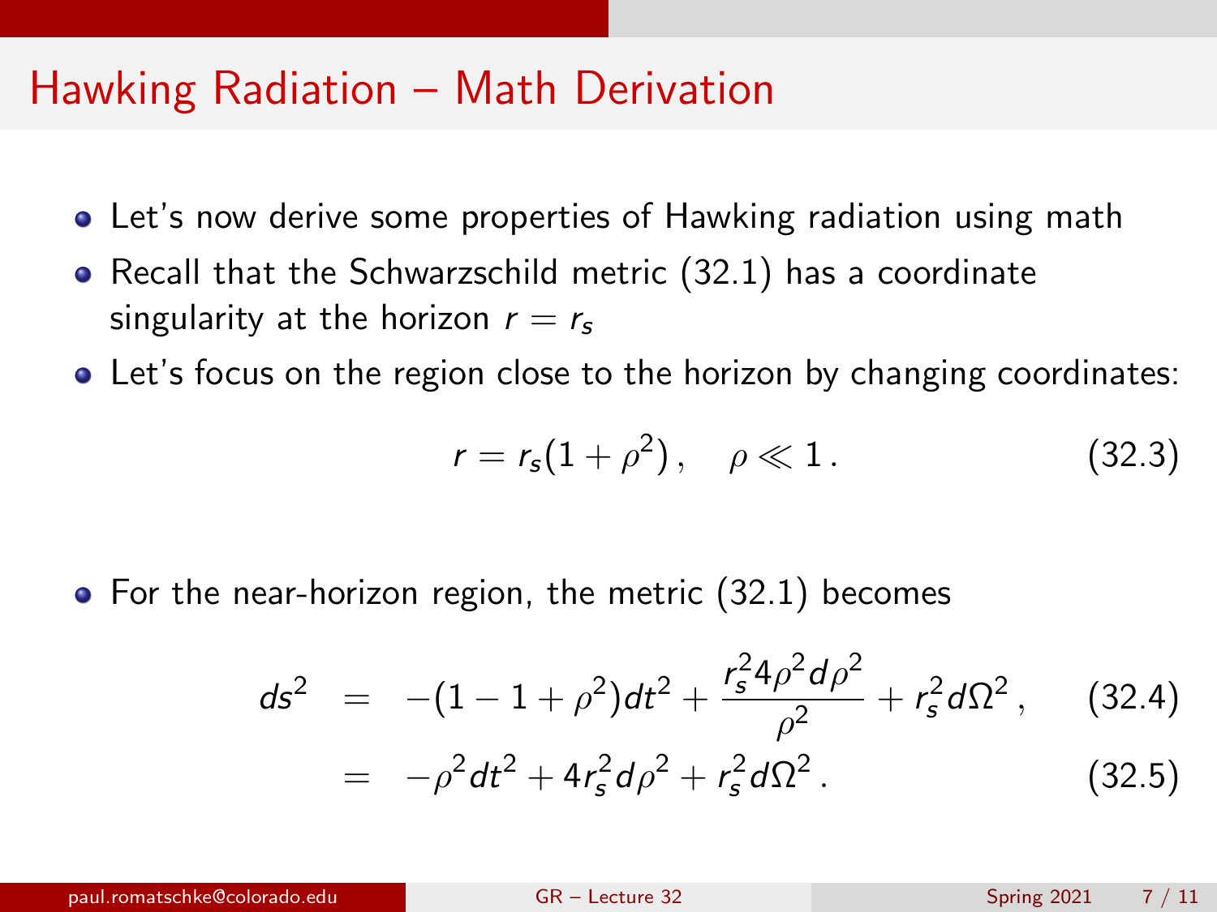# Hawking Radiation – Math Derivation

- Let's now derive some properties of Hawking radiation using math
- Recall that the Schwarzschild metric (32.1) has a coordinate singularity at the horizon $r = r_s$
- Let's focus on the region close to the horizon by changing coordinates:

$$r = r_s(1+\rho^2)\,, \quad \rho \ll 1\,. \tag{32.3}$$

- For the near-horizon region, the metric (32.1) becomes

$$\begin{aligned} ds^2 &= -(1-1+\rho^2)dt^2 + \frac{r_s^2 4\rho^2 d\rho^2}{\rho^2} + r_s^2 d\Omega^2\,, \qquad (32.4) \\ &= -\rho^2 dt^2 + 4r_s^2 d\rho^2 + r_s^2 d\Omega^2\,. \qquad (32.5) \end{aligned}$$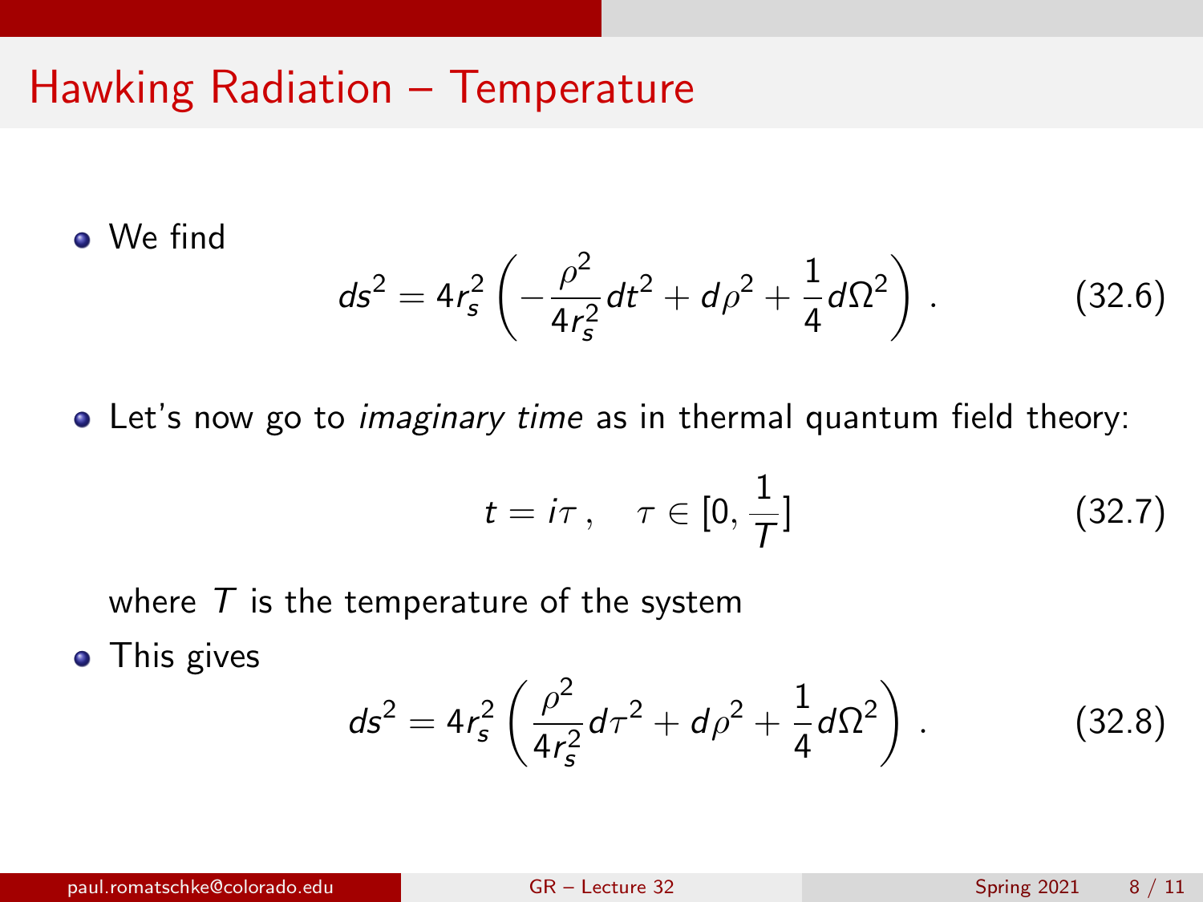# Hawking Radiation – Temperature

- We find

$$ds^2 = 4r_s^2 \left( -\frac{\rho^2}{4r_s^2} dt^2 + d\rho^2 + \frac{1}{4} d\Omega^2 \right) . \tag{32.6}$$

- Let's now go to *imaginary time* as in thermal quantum field theory:

$$t = i\tau \,, \quad \tau \in [0, \frac{1}{T}] \tag{32.7}$$

  where $T$ is the temperature of the system

- This gives

$$ds^2 = 4r_s^2 \left( \frac{\rho^2}{4r_s^2} d\tau^2 + d\rho^2 + \frac{1}{4} d\Omega^2 \right) . \tag{32.8}$$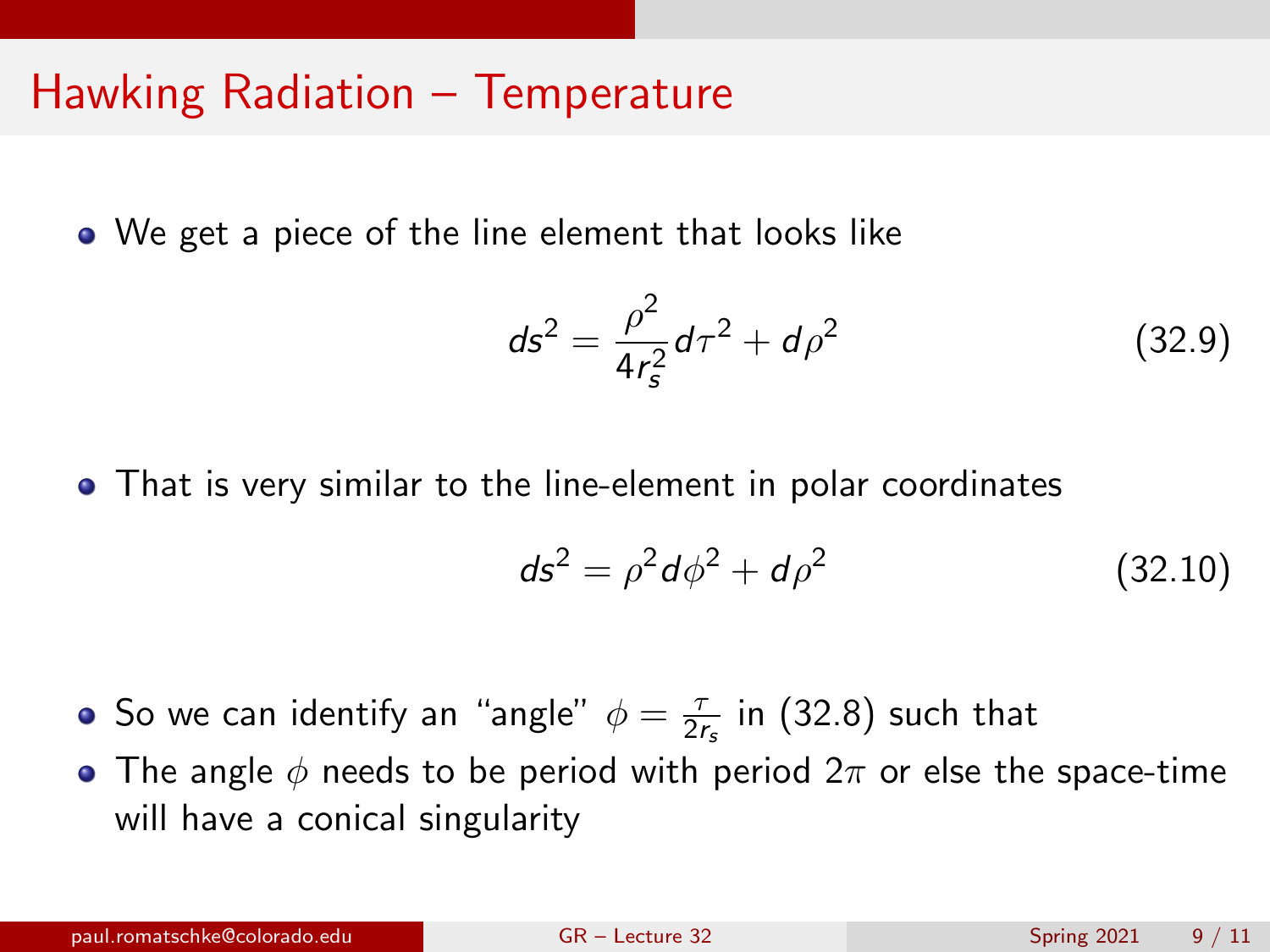# Hawking Radiation – Temperature

- We get a piece of the line element that looks like

$$ds^2 = \frac{\rho^2}{4r_s^2}d\tau^2 + d\rho^2 \tag{32.9}$$

- That is very similar to the line-element in polar coordinates

$$ds^2 = \rho^2 d\phi^2 + d\rho^2 \tag{32.10}$$

- So we can identify an "angle" $\phi = \frac{\tau}{2r_s}$ in (32.8) such that
- The angle $\phi$ needs to be period with period $2\pi$ or else the space-time will have a conical singularity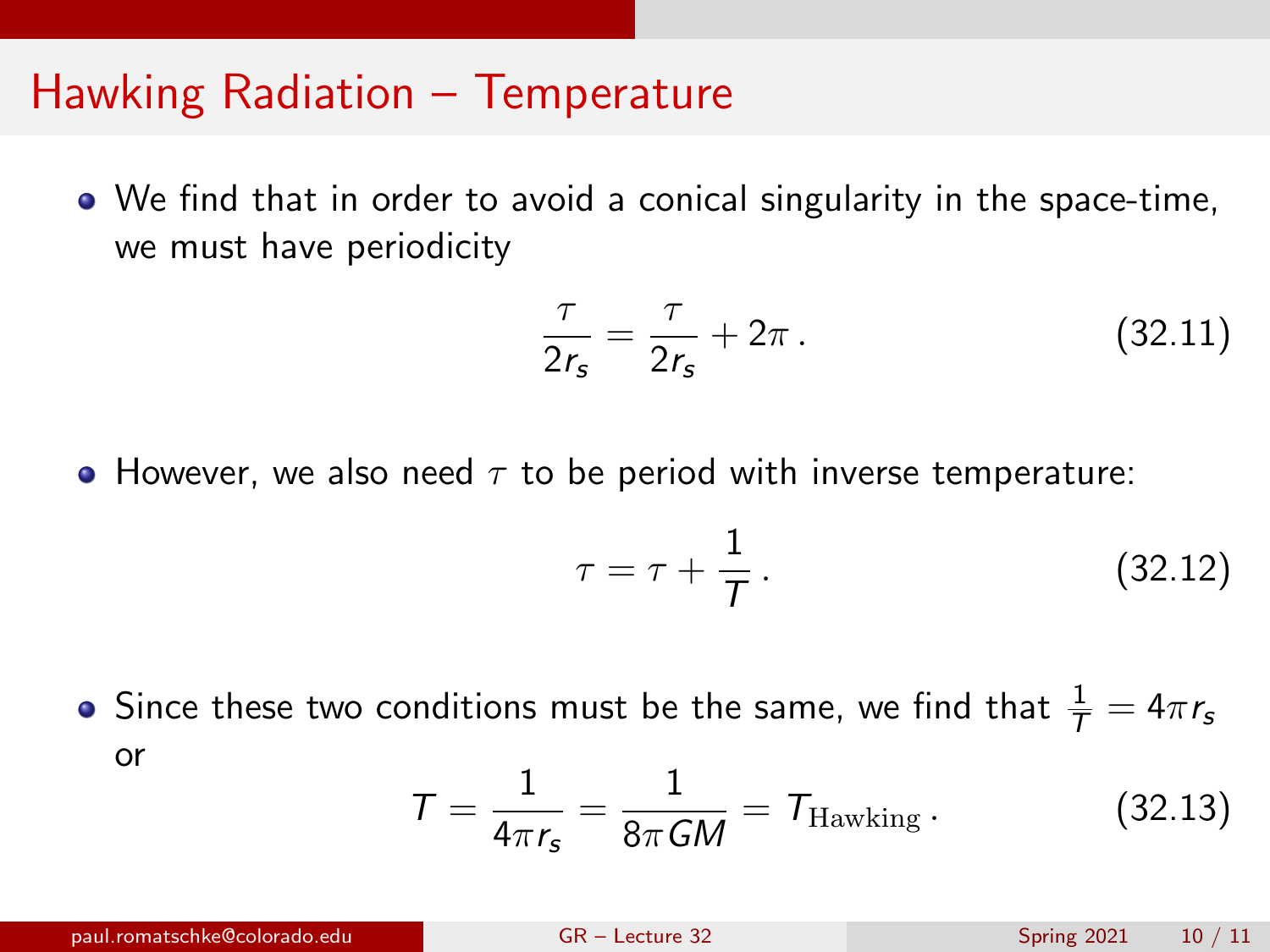# Hawking Radiation – Temperature

- We find that in order to avoid a conical singularity in the space-time, we must have periodicity

$$\frac{\tau}{2r_s} = \frac{\tau}{2r_s} + 2\pi\,. \tag{32.11}$$

- However, we also need $\tau$ to be period with inverse temperature:

$$\tau = \tau + \frac{1}{T}\,. \tag{32.12}$$

- Since these two conditions must be the same, we find that $\frac{1}{T} = 4\pi r_s$ or

$$T = \frac{1}{4\pi r_s} = \frac{1}{8\pi GM} = T_{\text{Hawking}}\,. \tag{32.13}$$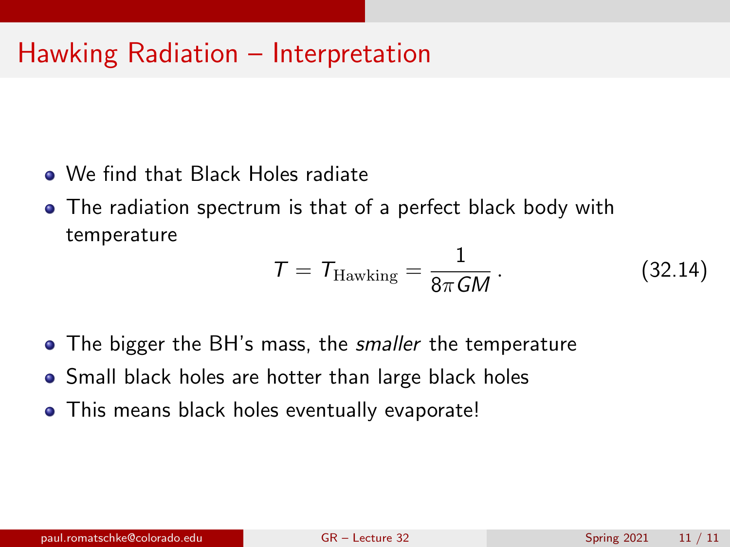# Hawking Radiation – Interpretation

- We find that Black Holes radiate
- The radiation spectrum is that of a perfect black body with temperature

$$T = T_{\rm Hawking} = \frac{1}{8\pi GM} \,. \tag{32.14}$$

- The bigger the BH's mass, the *smaller* the temperature
- Small black holes are hotter than large black holes
- This means black holes eventually evaporate!